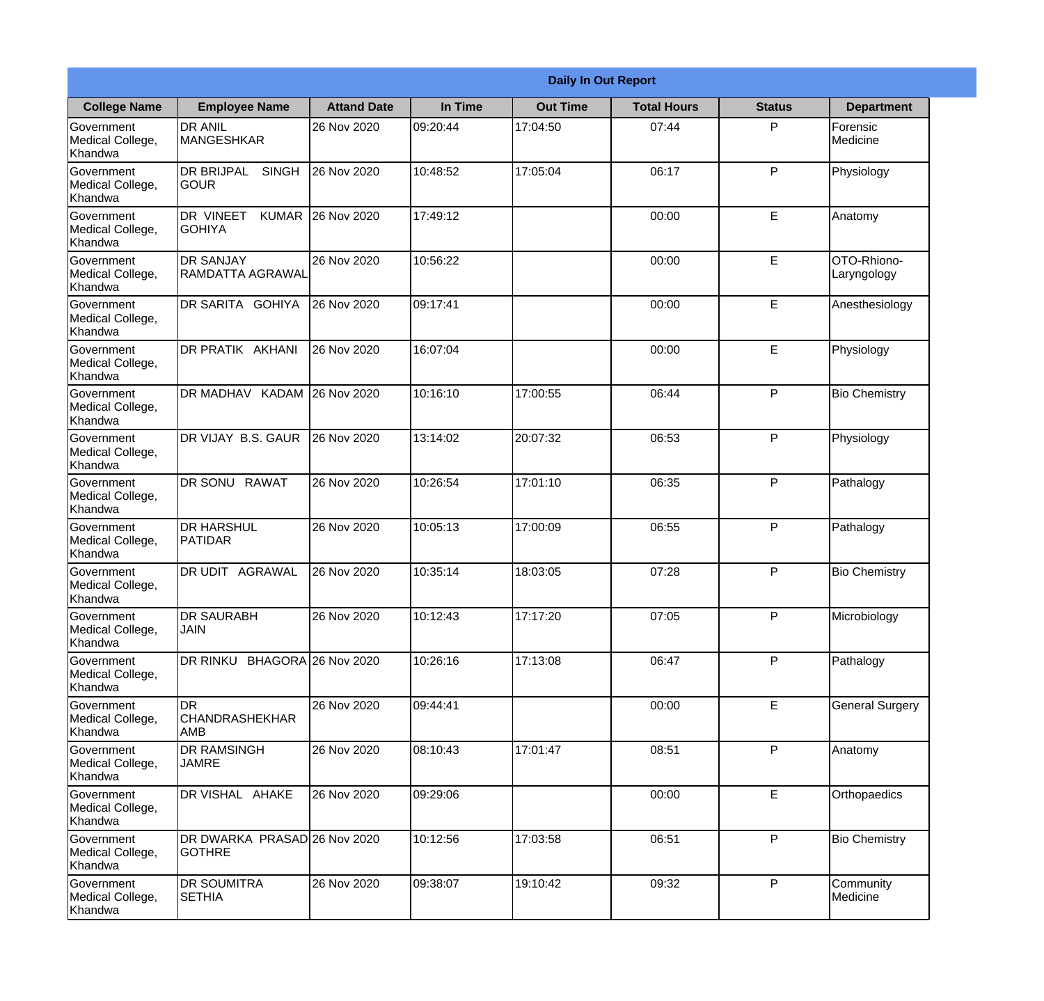**Daily In Out Report**

| College Name | Employee Name | Attand Date | In Time | Out Time | Total Hours | Status | Department |
|---|---|---|---|---|---|---|---|
| Government Medical College, Khandwa | DR ANIL MANGESHKAR | 26 Nov 2020 | 09:20:44 | 17:04:50 | 07:44 | P | Forensic Medicine |
| Government Medical College, Khandwa | DR BRIJPAL SINGH GOUR | 26 Nov 2020 | 10:48:52 | 17:05:04 | 06:17 | P | Physiology |
| Government Medical College, Khandwa | DR VINEET KUMAR GOHIYA | 26 Nov 2020 | 17:49:12 | | 00:00 | E | Anatomy |
| Government Medical College, Khandwa | DR SANJAY RAMDATTA AGRAWAL | 26 Nov 2020 | 10:56:22 | | 00:00 | E | OTO-Rhiono-Laryngology |
| Government Medical College, Khandwa | DR SARITA GOHIYA | 26 Nov 2020 | 09:17:41 | | 00:00 | E | Anesthesiology |
| Government Medical College, Khandwa | DR PRATIK AKHANI | 26 Nov 2020 | 16:07:04 | | 00:00 | E | Physiology |
| Government Medical College, Khandwa | DR MADHAV KADAM | 26 Nov 2020 | 10:16:10 | 17:00:55 | 06:44 | P | Bio Chemistry |
| Government Medical College, Khandwa | DR VIJAY B.S. GAUR | 26 Nov 2020 | 13:14:02 | 20:07:32 | 06:53 | P | Physiology |
| Government Medical College, Khandwa | DR SONU RAWAT | 26 Nov 2020 | 10:26:54 | 17:01:10 | 06:35 | P | Pathalogy |
| Government Medical College, Khandwa | DR HARSHUL PATIDAR | 26 Nov 2020 | 10:05:13 | 17:00:09 | 06:55 | P | Pathalogy |
| Government Medical College, Khandwa | DR UDIT AGRAWAL | 26 Nov 2020 | 10:35:14 | 18:03:05 | 07:28 | P | Bio Chemistry |
| Government Medical College, Khandwa | DR SAURABH JAIN | 26 Nov 2020 | 10:12:43 | 17:17:20 | 07:05 | P | Microbiology |
| Government Medical College, Khandwa | DR RINKU BHAGORA | 26 Nov 2020 | 10:26:16 | 17:13:08 | 06:47 | P | Pathalogy |
| Government Medical College, Khandwa | DR CHANDRASHEKHAR AMB | 26 Nov 2020 | 09:44:41 | | 00:00 | E | General Surgery |
| Government Medical College, Khandwa | DR RAMSINGH JAMRE | 26 Nov 2020 | 08:10:43 | 17:01:47 | 08:51 | P | Anatomy |
| Government Medical College, Khandwa | DR VISHAL AHAKE | 26 Nov 2020 | 09:29:06 | | 00:00 | E | Orthopaedics |
| Government Medical College, Khandwa | DR DWARKA PRASAD GOTHRE | 26 Nov 2020 | 10:12:56 | 17:03:58 | 06:51 | P | Bio Chemistry |
| Government Medical College, Khandwa | DR SOUMITRA SETHIA | 26 Nov 2020 | 09:38:07 | 19:10:42 | 09:32 | P | Community Medicine |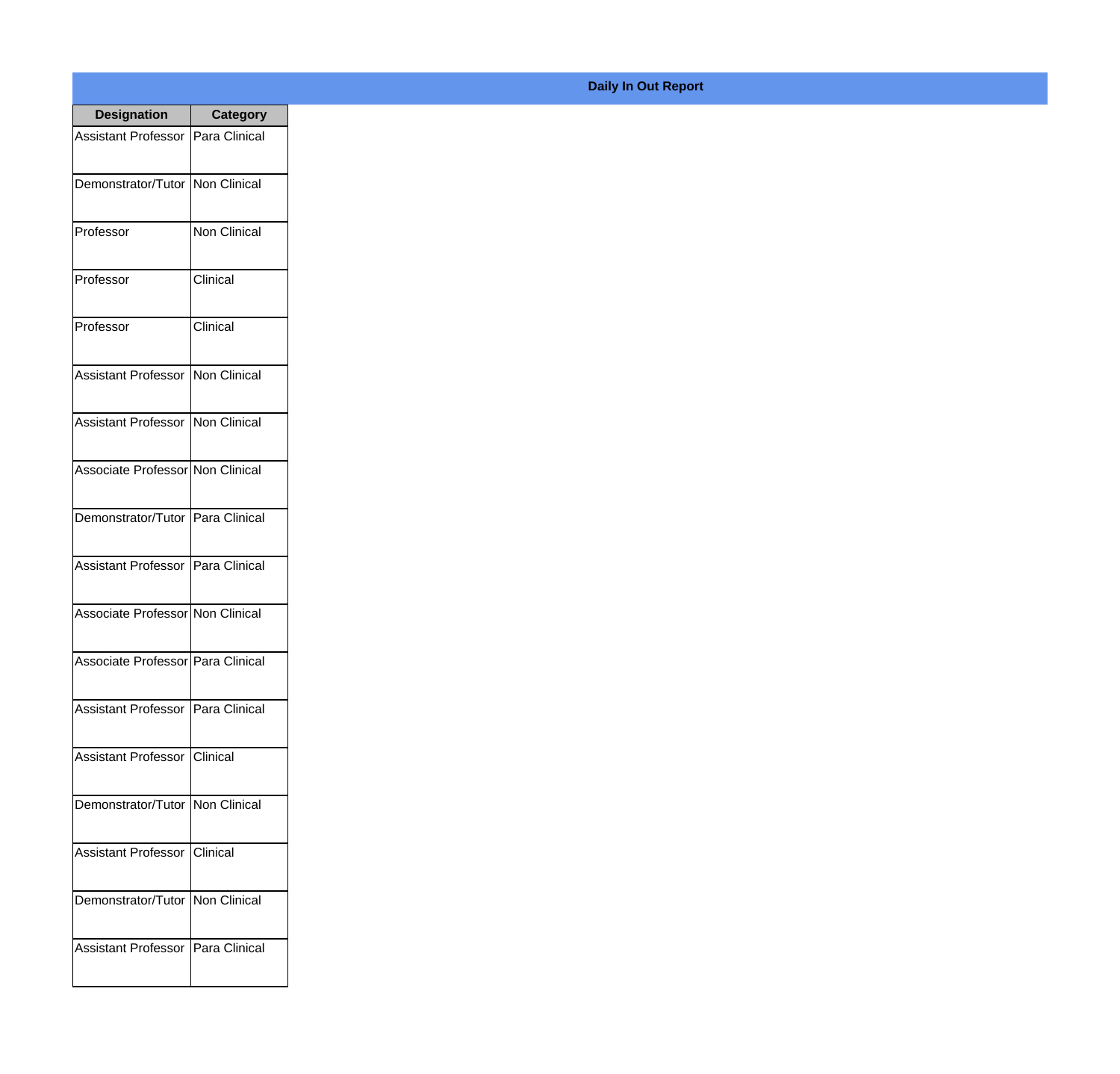**Daily In Out Report**

| Designation | Category |
| --- | --- |
| Assistant Professor | Para Clinical |
| Demonstrator/Tutor | Non Clinical |
| Professor | Non Clinical |
| Professor | Clinical |
| Professor | Clinical |
| Assistant Professor | Non Clinical |
| Assistant Professor | Non Clinical |
| Associate Professor | Non Clinical |
| Demonstrator/Tutor | Para Clinical |
| Assistant Professor | Para Clinical |
| Associate Professor | Non Clinical |
| Associate Professor | Para Clinical |
| Assistant Professor | Para Clinical |
| Assistant Professor | Clinical |
| Demonstrator/Tutor | Non Clinical |
| Assistant Professor | Clinical |
| Demonstrator/Tutor | Non Clinical |
| Assistant Professor | Para Clinical |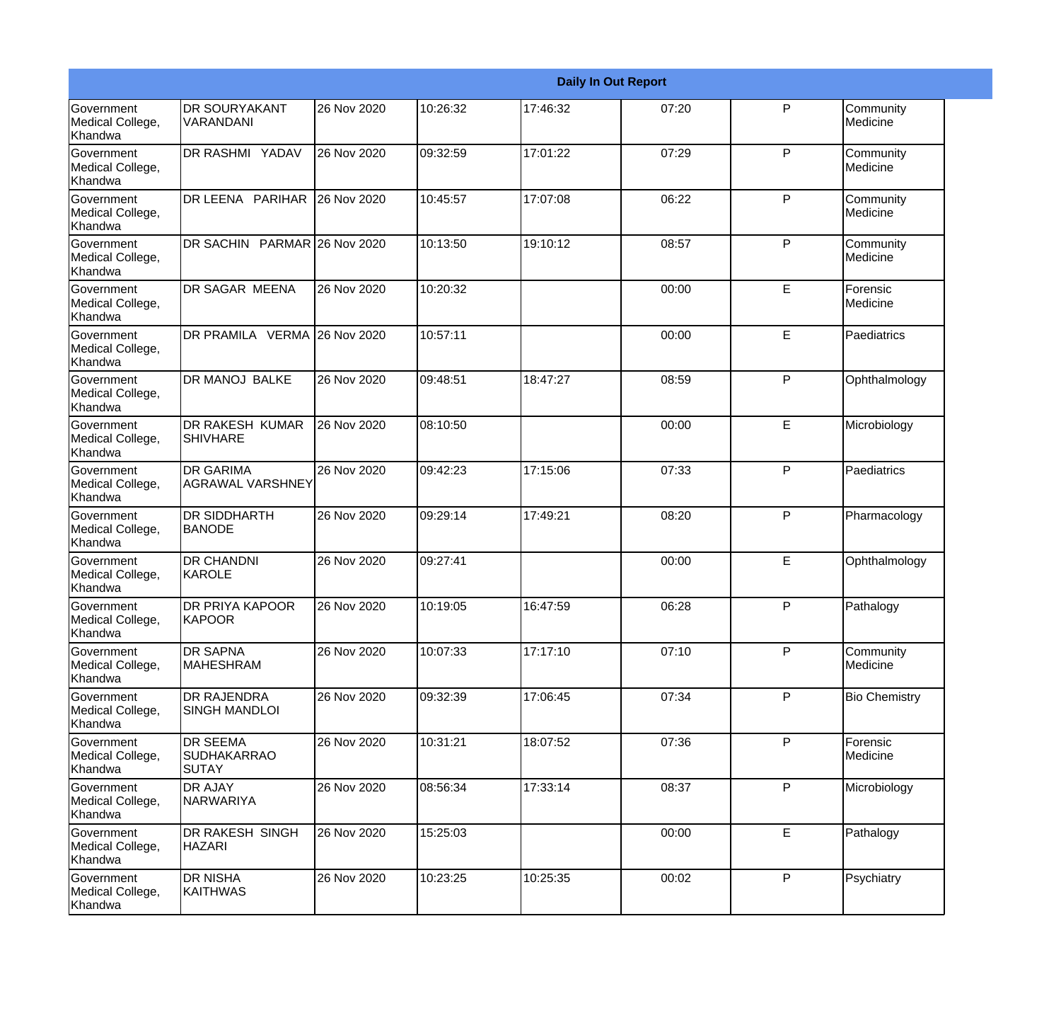| Daily In Out Report | | | | | | | |
|---|---|---|---|---|---|---|---|
| Government Medical College, Khandwa | DR SOURYAKANT VARANDANI | 26 Nov 2020 | 10:26:32 | 17:46:32 | 07:20 | P | Community Medicine |
| Government Medical College, Khandwa | DR RASHMI YADAV | 26 Nov 2020 | 09:32:59 | 17:01:22 | 07:29 | P | Community Medicine |
| Government Medical College, Khandwa | DR LEENA PARIHAR | 26 Nov 2020 | 10:45:57 | 17:07:08 | 06:22 | P | Community Medicine |
| Government Medical College, Khandwa | DR SACHIN PARMAR | 26 Nov 2020 | 10:13:50 | 19:10:12 | 08:57 | P | Community Medicine |
| Government Medical College, Khandwa | DR SAGAR MEENA | 26 Nov 2020 | 10:20:32 | | 00:00 | E | Forensic Medicine |
| Government Medical College, Khandwa | DR PRAMILA VERMA | 26 Nov 2020 | 10:57:11 | | 00:00 | E | Paediatrics |
| Government Medical College, Khandwa | DR MANOJ BALKE | 26 Nov 2020 | 09:48:51 | 18:47:27 | 08:59 | P | Ophthalmology |
| Government Medical College, Khandwa | DR RAKESH KUMAR SHIVHARE | 26 Nov 2020 | 08:10:50 | | 00:00 | E | Microbiology |
| Government Medical College, Khandwa | DR GARIMA AGRAWAL VARSHNEY | 26 Nov 2020 | 09:42:23 | 17:15:06 | 07:33 | P | Paediatrics |
| Government Medical College, Khandwa | DR SIDDHARTH BANODE | 26 Nov 2020 | 09:29:14 | 17:49:21 | 08:20 | P | Pharmacology |
| Government Medical College, Khandwa | DR CHANDNI KAROLE | 26 Nov 2020 | 09:27:41 | | 00:00 | E | Ophthalmology |
| Government Medical College, Khandwa | DR PRIYA KAPOOR KAPOOR | 26 Nov 2020 | 10:19:05 | 16:47:59 | 06:28 | P | Pathalogy |
| Government Medical College, Khandwa | DR SAPNA MAHESHRAM | 26 Nov 2020 | 10:07:33 | 17:17:10 | 07:10 | P | Community Medicine |
| Government Medical College, Khandwa | DR RAJENDRA SINGH MANDLOI | 26 Nov 2020 | 09:32:39 | 17:06:45 | 07:34 | P | Bio Chemistry |
| Government Medical College, Khandwa | DR SEEMA SUDHAKARRAO SUTAY | 26 Nov 2020 | 10:31:21 | 18:07:52 | 07:36 | P | Forensic Medicine |
| Government Medical College, Khandwa | DR AJAY NARWARIYA | 26 Nov 2020 | 08:56:34 | 17:33:14 | 08:37 | P | Microbiology |
| Government Medical College, Khandwa | DR RAKESH SINGH HAZARI | 26 Nov 2020 | 15:25:03 | | 00:00 | E | Pathalogy |
| Government Medical College, Khandwa | DR NISHA KAITHWAS | 26 Nov 2020 | 10:23:25 | 10:25:35 | 00:02 | P | Psychiatry |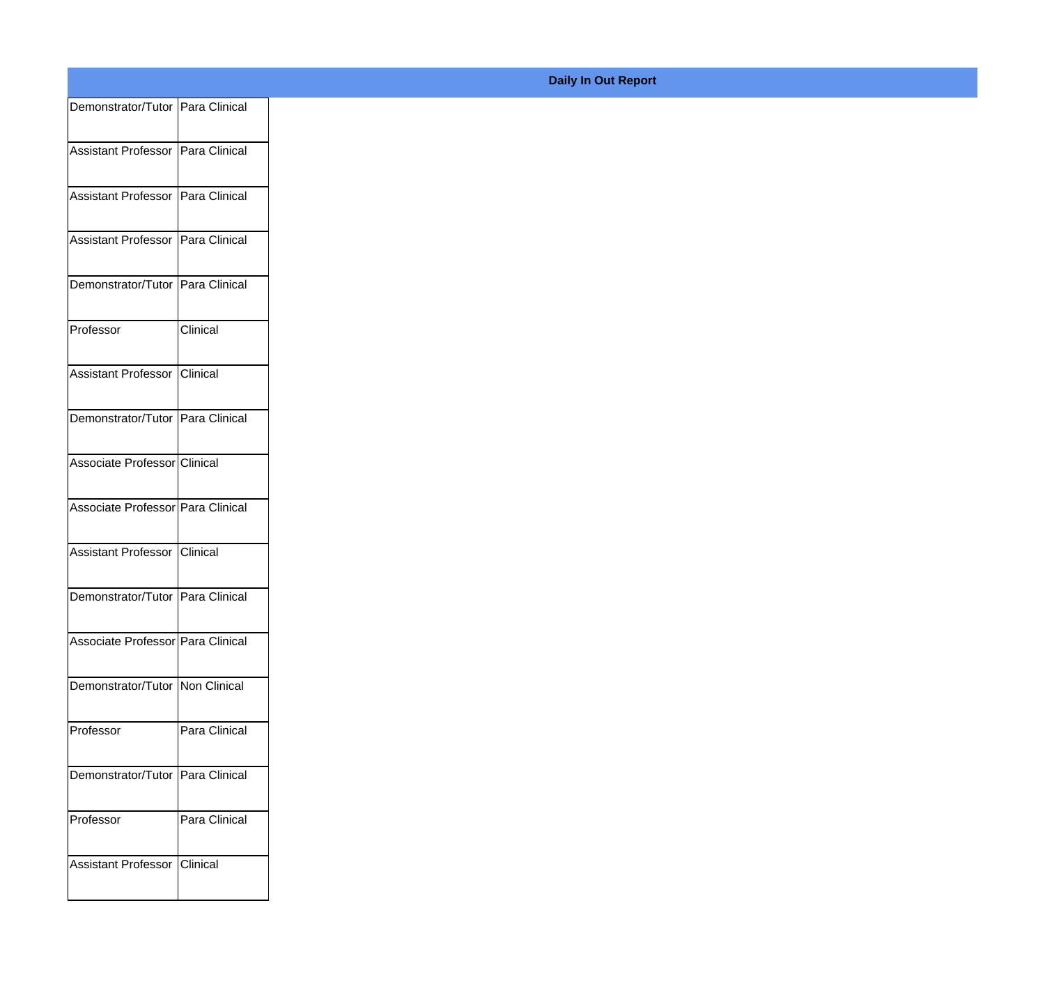**Daily In Out Report**

| | |
|---|---|
| Demonstrator/Tutor | Para Clinical |
| Assistant Professor | Para Clinical |
| Assistant Professor | Para Clinical |
| Assistant Professor | Para Clinical |
| Demonstrator/Tutor | Para Clinical |
| Professor | Clinical |
| Assistant Professor | Clinical |
| Demonstrator/Tutor | Para Clinical |
| Associate Professor | Clinical |
| Associate Professor | Para Clinical |
| Assistant Professor | Clinical |
| Demonstrator/Tutor | Para Clinical |
| Associate Professor | Para Clinical |
| Demonstrator/Tutor | Non Clinical |
| Professor | Para Clinical |
| Demonstrator/Tutor | Para Clinical |
| Professor | Para Clinical |
| Assistant Professor | Clinical |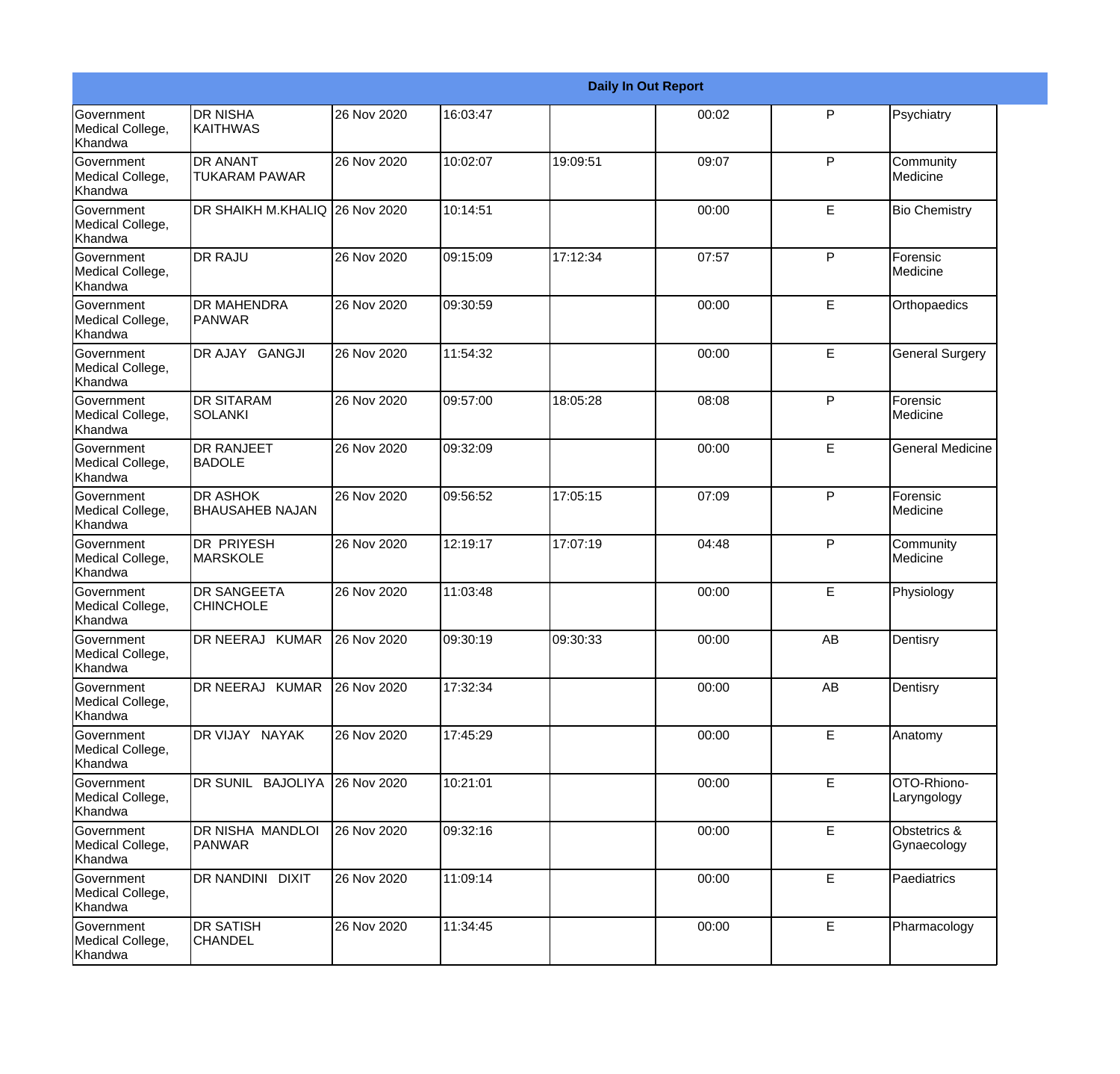| Daily In Out Report | | | | | | | |
|---|---|---|---|---|---|---|---|
| Government Medical College, Khandwa | DR NISHA KAITHWAS | 26 Nov 2020 | 16:03:47 | | 00:02 | P | Psychiatry |
| Government Medical College, Khandwa | DR ANANT TUKARAM PAWAR | 26 Nov 2020 | 10:02:07 | 19:09:51 | 09:07 | P | Community Medicine |
| Government Medical College, Khandwa | DR SHAIKH M.KHALIQ | 26 Nov 2020 | 10:14:51 | | 00:00 | E | Bio Chemistry |
| Government Medical College, Khandwa | DR RAJU | 26 Nov 2020 | 09:15:09 | 17:12:34 | 07:57 | P | Forensic Medicine |
| Government Medical College, Khandwa | DR MAHENDRA PANWAR | 26 Nov 2020 | 09:30:59 | | 00:00 | E | Orthopaedics |
| Government Medical College, Khandwa | DR AJAY GANGJI | 26 Nov 2020 | 11:54:32 | | 00:00 | E | General Surgery |
| Government Medical College, Khandwa | DR SITARAM SOLANKI | 26 Nov 2020 | 09:57:00 | 18:05:28 | 08:08 | P | Forensic Medicine |
| Government Medical College, Khandwa | DR RANJEET BADOLE | 26 Nov 2020 | 09:32:09 | | 00:00 | E | General Medicine |
| Government Medical College, Khandwa | DR ASHOK BHAUSAHEB NAJAN | 26 Nov 2020 | 09:56:52 | 17:05:15 | 07:09 | P | Forensic Medicine |
| Government Medical College, Khandwa | DR PRIYESH MARSKOLE | 26 Nov 2020 | 12:19:17 | 17:07:19 | 04:48 | P | Community Medicine |
| Government Medical College, Khandwa | DR SANGEETA CHINCHOLE | 26 Nov 2020 | 11:03:48 | | 00:00 | E | Physiology |
| Government Medical College, Khandwa | DR NEERAJ KUMAR | 26 Nov 2020 | 09:30:19 | 09:30:33 | 00:00 | AB | Dentisry |
| Government Medical College, Khandwa | DR NEERAJ KUMAR | 26 Nov 2020 | 17:32:34 | | 00:00 | AB | Dentisry |
| Government Medical College, Khandwa | DR VIJAY NAYAK | 26 Nov 2020 | 17:45:29 | | 00:00 | E | Anatomy |
| Government Medical College, Khandwa | DR SUNIL BAJOLIYA | 26 Nov 2020 | 10:21:01 | | 00:00 | E | OTO-Rhiono-Laryngology |
| Government Medical College, Khandwa | DR NISHA MANDLOI PANWAR | 26 Nov 2020 | 09:32:16 | | 00:00 | E | Obstetrics & Gynaecology |
| Government Medical College, Khandwa | DR NANDINI DIXIT | 26 Nov 2020 | 11:09:14 | | 00:00 | E | Paediatrics |
| Government Medical College, Khandwa | DR SATISH CHANDEL | 26 Nov 2020 | 11:34:45 | | 00:00 | E | Pharmacology |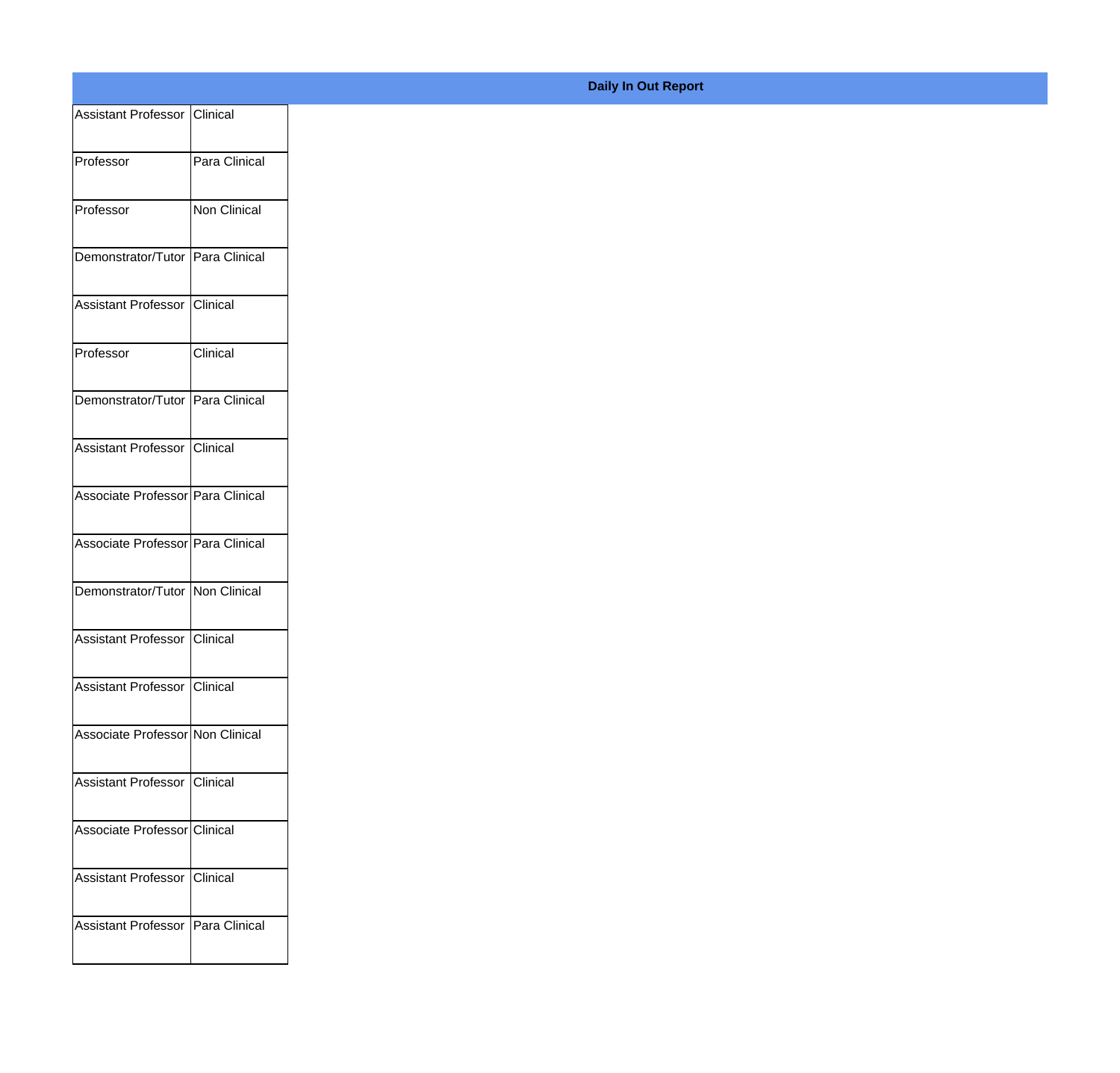**Daily In Out Report**

| | |
|---|---|
| Assistant Professor | Clinical |
| Professor | Para Clinical |
| Professor | Non Clinical |
| Demonstrator/Tutor | Para Clinical |
| Assistant Professor | Clinical |
| Professor | Clinical |
| Demonstrator/Tutor | Para Clinical |
| Assistant Professor | Clinical |
| Associate Professor | Para Clinical |
| Associate Professor | Para Clinical |
| Demonstrator/Tutor | Non Clinical |
| Assistant Professor | Clinical |
| Assistant Professor | Clinical |
| Associate Professor | Non Clinical |
| Assistant Professor | Clinical |
| Associate Professor | Clinical |
| Assistant Professor | Clinical |
| Assistant Professor | Para Clinical |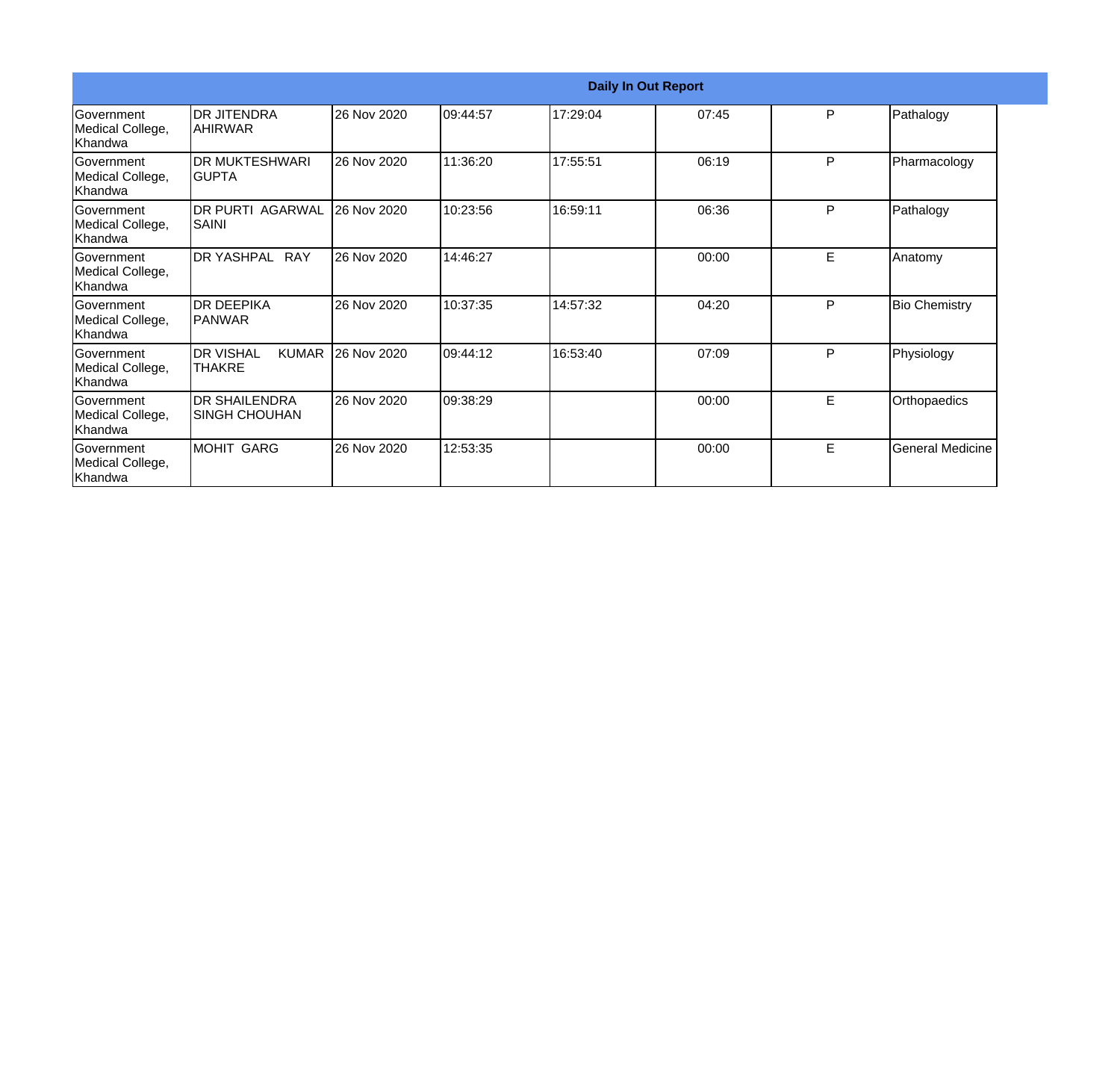| Daily In Out Report | | | | | | | |
|---|---|---|---|---|---|---|---|
| Government Medical College, Khandwa | DR JITENDRA AHIRWAR | 26 Nov 2020 | 09:44:57 | 17:29:04 | 07:45 | P | Pathalogy |
| Government Medical College, Khandwa | DR MUKTESHWARI GUPTA | 26 Nov 2020 | 11:36:20 | 17:55:51 | 06:19 | P | Pharmacology |
| Government Medical College, Khandwa | DR PURTI AGARWAL SAINI | 26 Nov 2020 | 10:23:56 | 16:59:11 | 06:36 | P | Pathalogy |
| Government Medical College, Khandwa | DR YASHPAL RAY | 26 Nov 2020 | 14:46:27 | | 00:00 | E | Anatomy |
| Government Medical College, Khandwa | DR DEEPIKA PANWAR | 26 Nov 2020 | 10:37:35 | 14:57:32 | 04:20 | P | Bio Chemistry |
| Government Medical College, Khandwa | DR VISHAL KUMAR THAKRE | 26 Nov 2020 | 09:44:12 | 16:53:40 | 07:09 | P | Physiology |
| Government Medical College, Khandwa | DR SHAILENDRA SINGH CHOUHAN | 26 Nov 2020 | 09:38:29 | | 00:00 | E | Orthopaedics |
| Government Medical College, Khandwa | MOHIT GARG | 26 Nov 2020 | 12:53:35 | | 00:00 | E | General Medicine |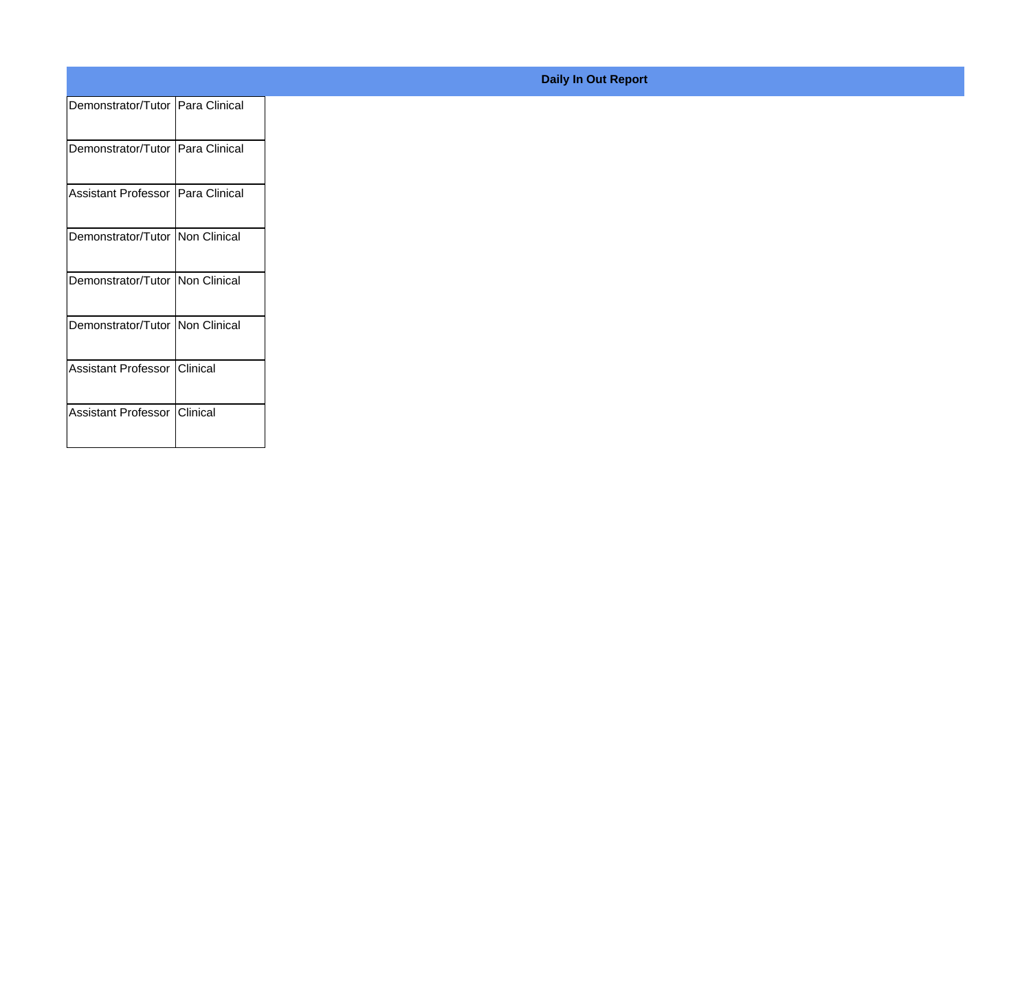**Daily In Out Report**

| | |
|---|---|
| Demonstrator/Tutor | Para Clinical |
| Demonstrator/Tutor | Para Clinical |
| Assistant Professor | Para Clinical |
| Demonstrator/Tutor | Non Clinical |
| Demonstrator/Tutor | Non Clinical |
| Demonstrator/Tutor | Non Clinical |
| Assistant Professor | Clinical |
| Assistant Professor | Clinical |